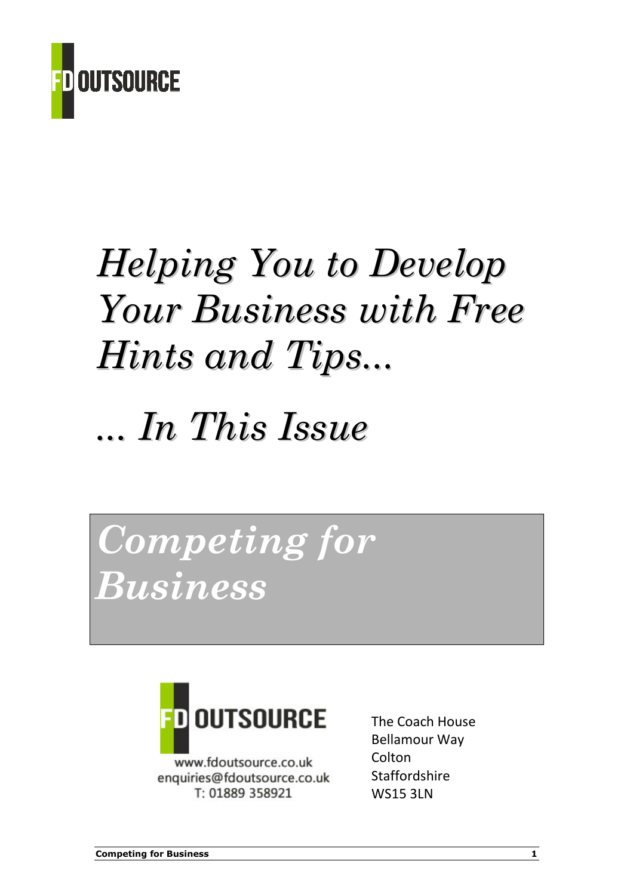FD OUTSOURCE

# *Helping You to Develop Your Business with Free Hints and Tips...*

# *... In This Issue*

## *Competing for Business*

FD OUTSOURCE

www.fdoutsource.co.uk
enquiries@fdoutsource.co.uk
T: 01889 358921

The Coach House
Bellamour Way
Colton
Staffordshire
WS15 3LN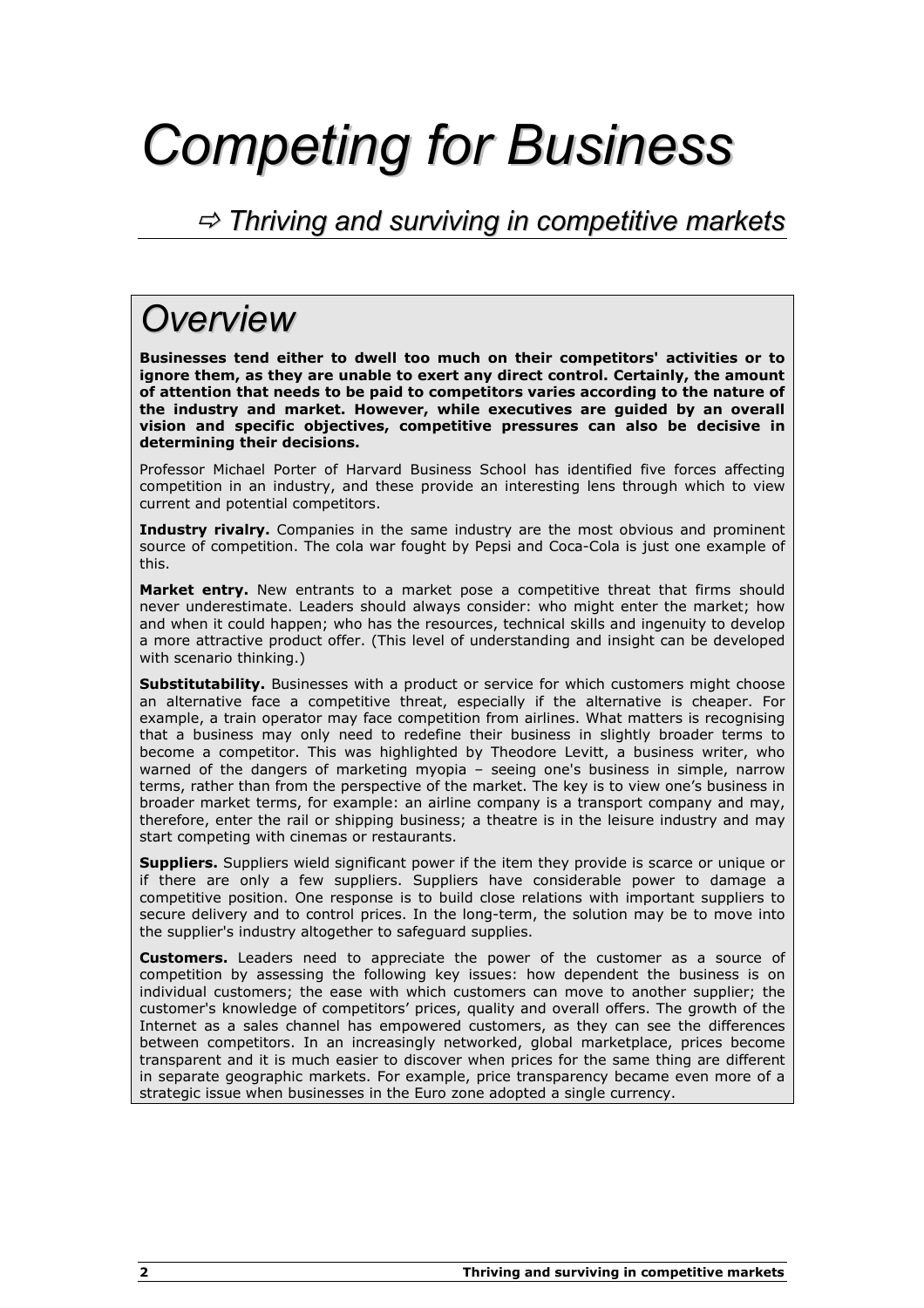# *Competing for Business*

## ⇨ *Thriving and surviving in competitive markets*

## *Overview*

**Businesses tend either to dwell too much on their competitors' activities or to ignore them, as they are unable to exert any direct control. Certainly, the amount of attention that needs to be paid to competitors varies according to the nature of the industry and market. However, while executives are guided by an overall vision and specific objectives, competitive pressures can also be decisive in determining their decisions.**

Professor Michael Porter of Harvard Business School has identified five forces affecting competition in an industry, and these provide an interesting lens through which to view current and potential competitors.

**Industry rivalry.** Companies in the same industry are the most obvious and prominent source of competition. The cola war fought by Pepsi and Coca-Cola is just one example of this.

**Market entry.** New entrants to a market pose a competitive threat that firms should never underestimate. Leaders should always consider: who might enter the market; how and when it could happen; who has the resources, technical skills and ingenuity to develop a more attractive product offer. (This level of understanding and insight can be developed with scenario thinking.)

**Substitutability.** Businesses with a product or service for which customers might choose an alternative face a competitive threat, especially if the alternative is cheaper. For example, a train operator may face competition from airlines. What matters is recognising that a business may only need to redefine their business in slightly broader terms to become a competitor. This was highlighted by Theodore Levitt, a business writer, who warned of the dangers of marketing myopia – seeing one's business in simple, narrow terms, rather than from the perspective of the market. The key is to view one's business in broader market terms, for example: an airline company is a transport company and may, therefore, enter the rail or shipping business; a theatre is in the leisure industry and may start competing with cinemas or restaurants.

**Suppliers.** Suppliers wield significant power if the item they provide is scarce or unique or if there are only a few suppliers. Suppliers have considerable power to damage a competitive position. One response is to build close relations with important suppliers to secure delivery and to control prices. In the long-term, the solution may be to move into the supplier's industry altogether to safeguard supplies.

**Customers.** Leaders need to appreciate the power of the customer as a source of competition by assessing the following key issues: how dependent the business is on individual customers; the ease with which customers can move to another supplier; the customer's knowledge of competitors' prices, quality and overall offers. The growth of the Internet as a sales channel has empowered customers, as they can see the differences between competitors. In an increasingly networked, global marketplace, prices become transparent and it is much easier to discover when prices for the same thing are different in separate geographic markets. For example, price transparency became even more of a strategic issue when businesses in the Euro zone adopted a single currency.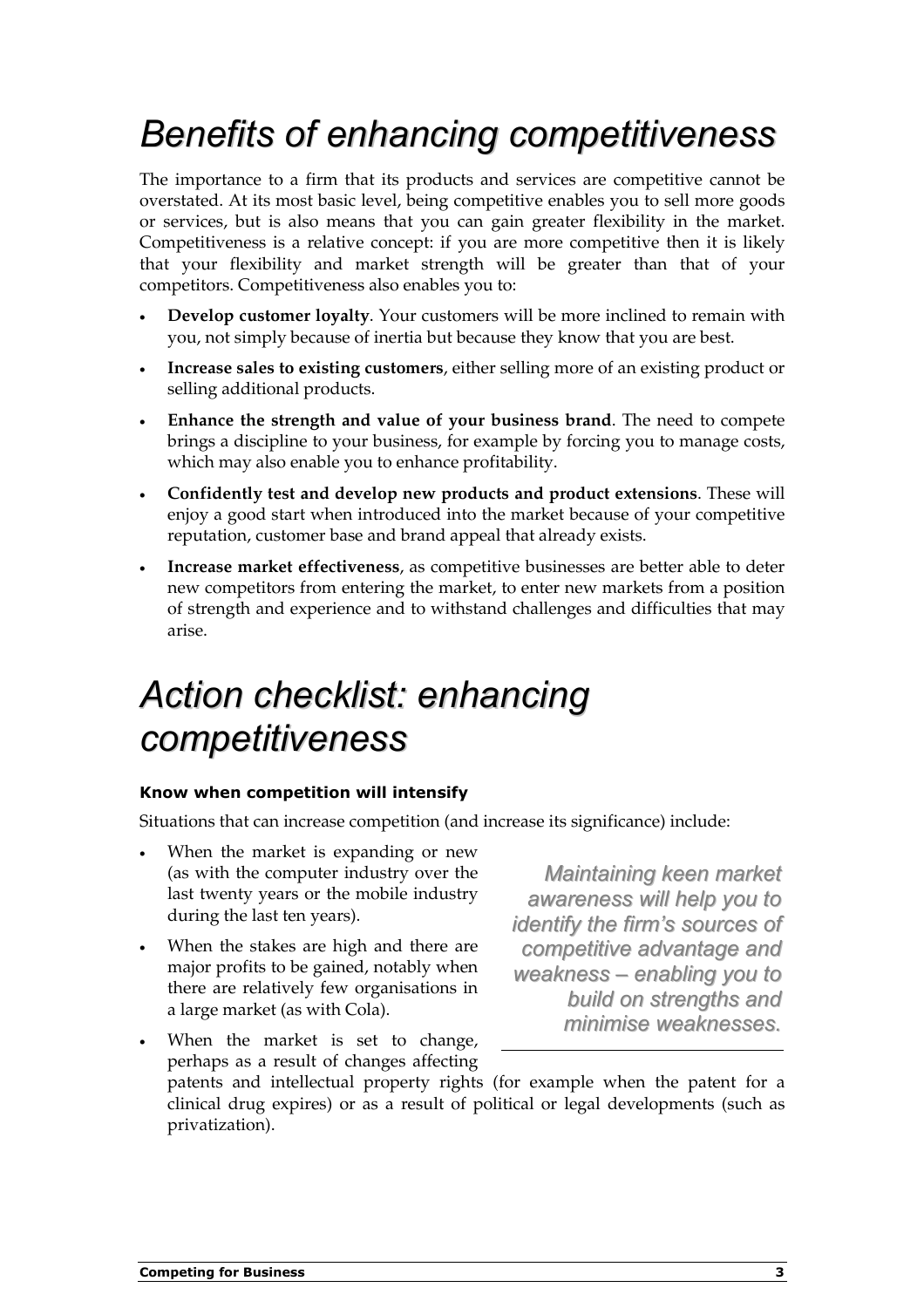# *Benefits of enhancing competitiveness*

The importance to a firm that its products and services are competitive cannot be overstated. At its most basic level, being competitive enables you to sell more goods or services, but is also means that you can gain greater flexibility in the market. Competitiveness is a relative concept: if you are more competitive then it is likely that your flexibility and market strength will be greater than that of your competitors. Competitiveness also enables you to:

- **Develop customer loyalty**. Your customers will be more inclined to remain with you, not simply because of inertia but because they know that you are best.
- **Increase sales to existing customers**, either selling more of an existing product or selling additional products.
- **Enhance the strength and value of your business brand**. The need to compete brings a discipline to your business, for example by forcing you to manage costs, which may also enable you to enhance profitability.
- **Confidently test and develop new products and product extensions**. These will enjoy a good start when introduced into the market because of your competitive reputation, customer base and brand appeal that already exists.
- **Increase market effectiveness**, as competitive businesses are better able to deter new competitors from entering the market, to enter new markets from a position of strength and experience and to withstand challenges and difficulties that may arise.

# *Action checklist: enhancing competitiveness*

### Know when competition will intensify

Situations that can increase competition (and increase its significance) include:

- When the market is expanding or new (as with the computer industry over the last twenty years or the mobile industry during the last ten years).
- When the stakes are high and there are major profits to be gained, notably when there are relatively few organisations in a large market (as with Cola).
- When the market is set to change, perhaps as a result of changes affecting patents and intellectual property rights (for example when the patent for a clinical drug expires) or as a result of political or legal developments (such as privatization).

*Maintaining keen market awareness will help you to identify the firm's sources of competitive advantage and weakness – enabling you to build on strengths and minimise weaknesses.*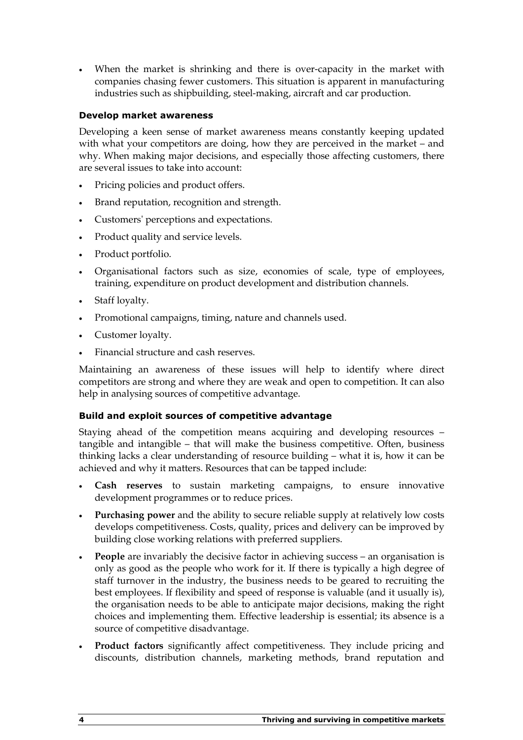- When the market is shrinking and there is over-capacity in the market with companies chasing fewer customers. This situation is apparent in manufacturing industries such as shipbuilding, steel-making, aircraft and car production.

### Develop market awareness

Developing a keen sense of market awareness means constantly keeping updated with what your competitors are doing, how they are perceived in the market – and why. When making major decisions, and especially those affecting customers, there are several issues to take into account:

- Pricing policies and product offers.
- Brand reputation, recognition and strength.
- Customers' perceptions and expectations.
- Product quality and service levels.
- Product portfolio.
- Organisational factors such as size, economies of scale, type of employees, training, expenditure on product development and distribution channels.
- Staff loyalty.
- Promotional campaigns, timing, nature and channels used.
- Customer loyalty.
- Financial structure and cash reserves.

Maintaining an awareness of these issues will help to identify where direct competitors are strong and where they are weak and open to competition. It can also help in analysing sources of competitive advantage.

### Build and exploit sources of competitive advantage

Staying ahead of the competition means acquiring and developing resources – tangible and intangible – that will make the business competitive. Often, business thinking lacks a clear understanding of resource building – what it is, how it can be achieved and why it matters. Resources that can be tapped include:

- **Cash reserves** to sustain marketing campaigns, to ensure innovative development programmes or to reduce prices.
- **Purchasing power** and the ability to secure reliable supply at relatively low costs develops competitiveness. Costs, quality, prices and delivery can be improved by building close working relations with preferred suppliers.
- **People** are invariably the decisive factor in achieving success – an organisation is only as good as the people who work for it. If there is typically a high degree of staff turnover in the industry, the business needs to be geared to recruiting the best employees. If flexibility and speed of response is valuable (and it usually is), the organisation needs to be able to anticipate major decisions, making the right choices and implementing them. Effective leadership is essential; its absence is a source of competitive disadvantage.
- **Product factors** significantly affect competitiveness. They include pricing and discounts, distribution channels, marketing methods, brand reputation and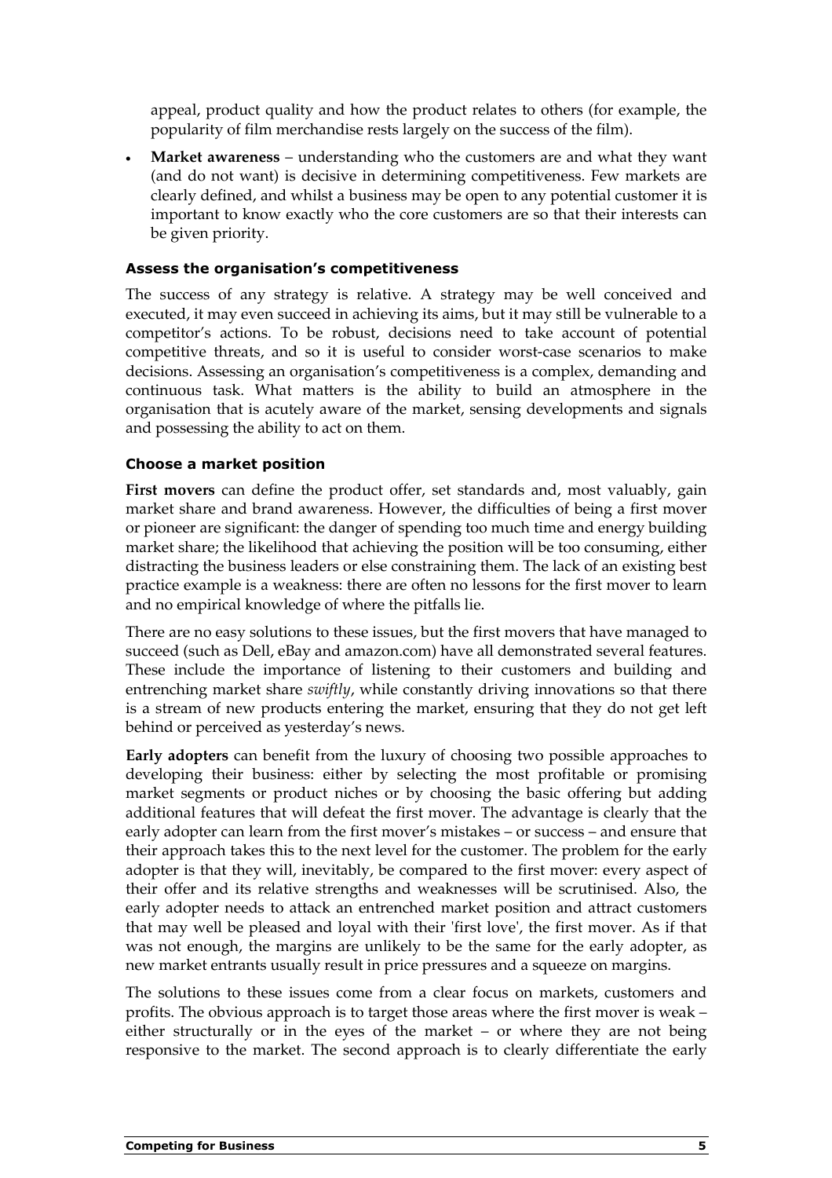appeal, product quality and how the product relates to others (for example, the popularity of film merchandise rests largely on the success of the film).

- **Market awareness** – understanding who the customers are and what they want (and do not want) is decisive in determining competitiveness. Few markets are clearly defined, and whilst a business may be open to any potential customer it is important to know exactly who the core customers are so that their interests can be given priority.

#### Assess the organisation's competitiveness

The success of any strategy is relative. A strategy may be well conceived and executed, it may even succeed in achieving its aims, but it may still be vulnerable to a competitor's actions. To be robust, decisions need to take account of potential competitive threats, and so it is useful to consider worst-case scenarios to make decisions. Assessing an organisation's competitiveness is a complex, demanding and continuous task. What matters is the ability to build an atmosphere in the organisation that is acutely aware of the market, sensing developments and signals and possessing the ability to act on them.

#### Choose a market position

**First movers** can define the product offer, set standards and, most valuably, gain market share and brand awareness. However, the difficulties of being a first mover or pioneer are significant: the danger of spending too much time and energy building market share; the likelihood that achieving the position will be too consuming, either distracting the business leaders or else constraining them. The lack of an existing best practice example is a weakness: there are often no lessons for the first mover to learn and no empirical knowledge of where the pitfalls lie.

There are no easy solutions to these issues, but the first movers that have managed to succeed (such as Dell, eBay and amazon.com) have all demonstrated several features. These include the importance of listening to their customers and building and entrenching market share *swiftly*, while constantly driving innovations so that there is a stream of new products entering the market, ensuring that they do not get left behind or perceived as yesterday's news.

**Early adopters** can benefit from the luxury of choosing two possible approaches to developing their business: either by selecting the most profitable or promising market segments or product niches or by choosing the basic offering but adding additional features that will defeat the first mover. The advantage is clearly that the early adopter can learn from the first mover's mistakes – or success – and ensure that their approach takes this to the next level for the customer. The problem for the early adopter is that they will, inevitably, be compared to the first mover: every aspect of their offer and its relative strengths and weaknesses will be scrutinised. Also, the early adopter needs to attack an entrenched market position and attract customers that may well be pleased and loyal with their 'first love', the first mover. As if that was not enough, the margins are unlikely to be the same for the early adopter, as new market entrants usually result in price pressures and a squeeze on margins.

The solutions to these issues come from a clear focus on markets, customers and profits. The obvious approach is to target those areas where the first mover is weak – either structurally or in the eyes of the market – or where they are not being responsive to the market. The second approach is to clearly differentiate the early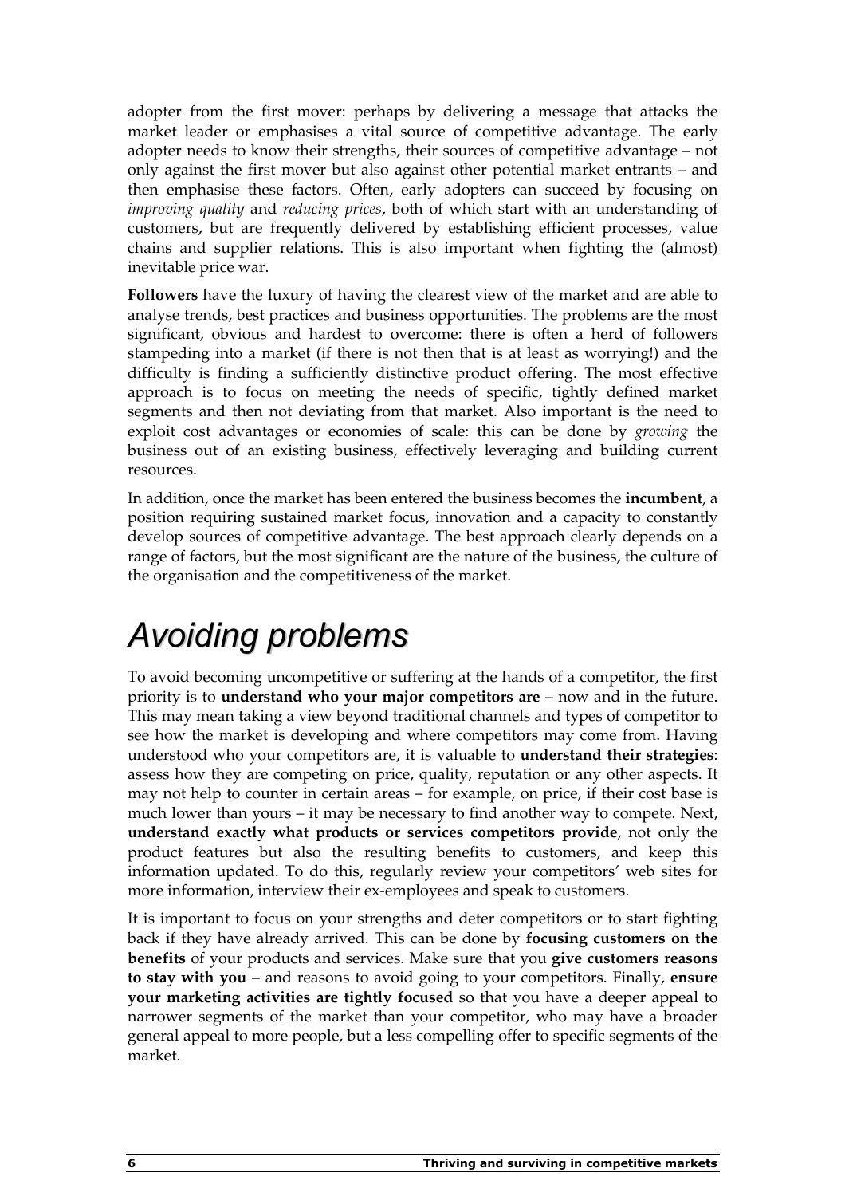adopter from the first mover: perhaps by delivering a message that attacks the market leader or emphasises a vital source of competitive advantage. The early adopter needs to know their strengths, their sources of competitive advantage – not only against the first mover but also against other potential market entrants – and then emphasise these factors. Often, early adopters can succeed by focusing on *improving quality* and *reducing prices*, both of which start with an understanding of customers, but are frequently delivered by establishing efficient processes, value chains and supplier relations. This is also important when fighting the (almost) inevitable price war.

**Followers** have the luxury of having the clearest view of the market and are able to analyse trends, best practices and business opportunities. The problems are the most significant, obvious and hardest to overcome: there is often a herd of followers stampeding into a market (if there is not then that is at least as worrying!) and the difficulty is finding a sufficiently distinctive product offering. The most effective approach is to focus on meeting the needs of specific, tightly defined market segments and then not deviating from that market. Also important is the need to exploit cost advantages or economies of scale: this can be done by *growing* the business out of an existing business, effectively leveraging and building current resources.

In addition, once the market has been entered the business becomes the **incumbent**, a position requiring sustained market focus, innovation and a capacity to constantly develop sources of competitive advantage. The best approach clearly depends on a range of factors, but the most significant are the nature of the business, the culture of the organisation and the competitiveness of the market.

# *Avoiding problems*

To avoid becoming uncompetitive or suffering at the hands of a competitor, the first priority is to **understand who your major competitors are** – now and in the future. This may mean taking a view beyond traditional channels and types of competitor to see how the market is developing and where competitors may come from. Having understood who your competitors are, it is valuable to **understand their strategies**: assess how they are competing on price, quality, reputation or any other aspects. It may not help to counter in certain areas – for example, on price, if their cost base is much lower than yours – it may be necessary to find another way to compete. Next, **understand exactly what products or services competitors provide**, not only the product features but also the resulting benefits to customers, and keep this information updated. To do this, regularly review your competitors' web sites for more information, interview their ex-employees and speak to customers.

It is important to focus on your strengths and deter competitors or to start fighting back if they have already arrived. This can be done by **focusing customers on the benefits** of your products and services. Make sure that you **give customers reasons to stay with you** – and reasons to avoid going to your competitors. Finally, **ensure your marketing activities are tightly focused** so that you have a deeper appeal to narrower segments of the market than your competitor, who may have a broader general appeal to more people, but a less compelling offer to specific segments of the market.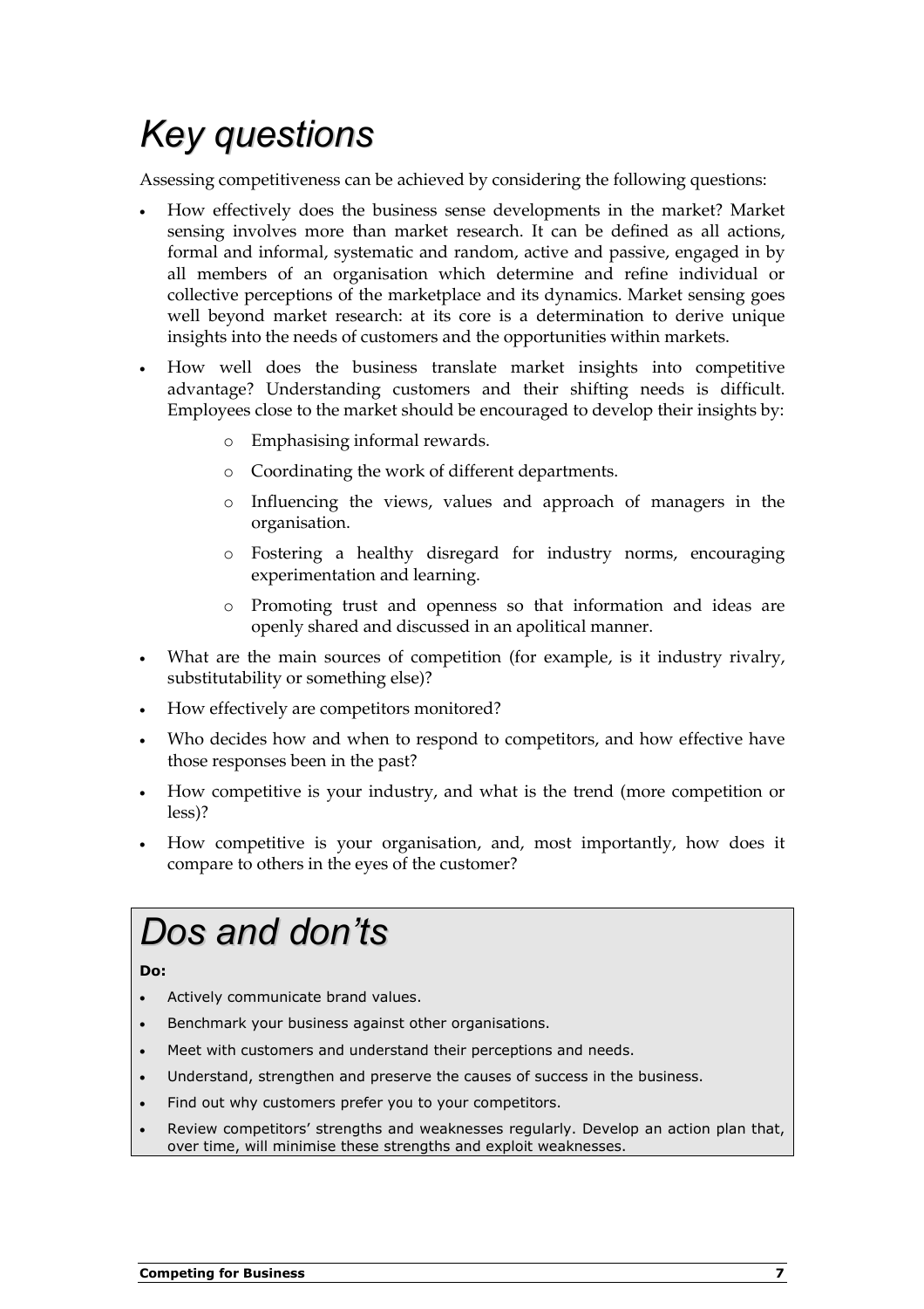# *Key questions*

Assessing competitiveness can be achieved by considering the following questions:

- How effectively does the business sense developments in the market? Market sensing involves more than market research. It can be defined as all actions, formal and informal, systematic and random, active and passive, engaged in by all members of an organisation which determine and refine individual or collective perceptions of the marketplace and its dynamics. Market sensing goes well beyond market research: at its core is a determination to derive unique insights into the needs of customers and the opportunities within markets.
- How well does the business translate market insights into competitive advantage? Understanding customers and their shifting needs is difficult. Employees close to the market should be encouraged to develop their insights by:
  - Emphasising informal rewards.
  - Coordinating the work of different departments.
  - Influencing the views, values and approach of managers in the organisation.
  - Fostering a healthy disregard for industry norms, encouraging experimentation and learning.
  - Promoting trust and openness so that information and ideas are openly shared and discussed in an apolitical manner.
- What are the main sources of competition (for example, is it industry rivalry, substitutability or something else)?
- How effectively are competitors monitored?
- Who decides how and when to respond to competitors, and how effective have those responses been in the past?
- How competitive is your industry, and what is the trend (more competition or less)?
- How competitive is your organisation, and, most importantly, how does it compare to others in the eyes of the customer?

# *Dos and don'ts*

**Do:**

- Actively communicate brand values.
- Benchmark your business against other organisations.
- Meet with customers and understand their perceptions and needs.
- Understand, strengthen and preserve the causes of success in the business.
- Find out why customers prefer you to your competitors.
- Review competitors' strengths and weaknesses regularly. Develop an action plan that, over time, will minimise these strengths and exploit weaknesses.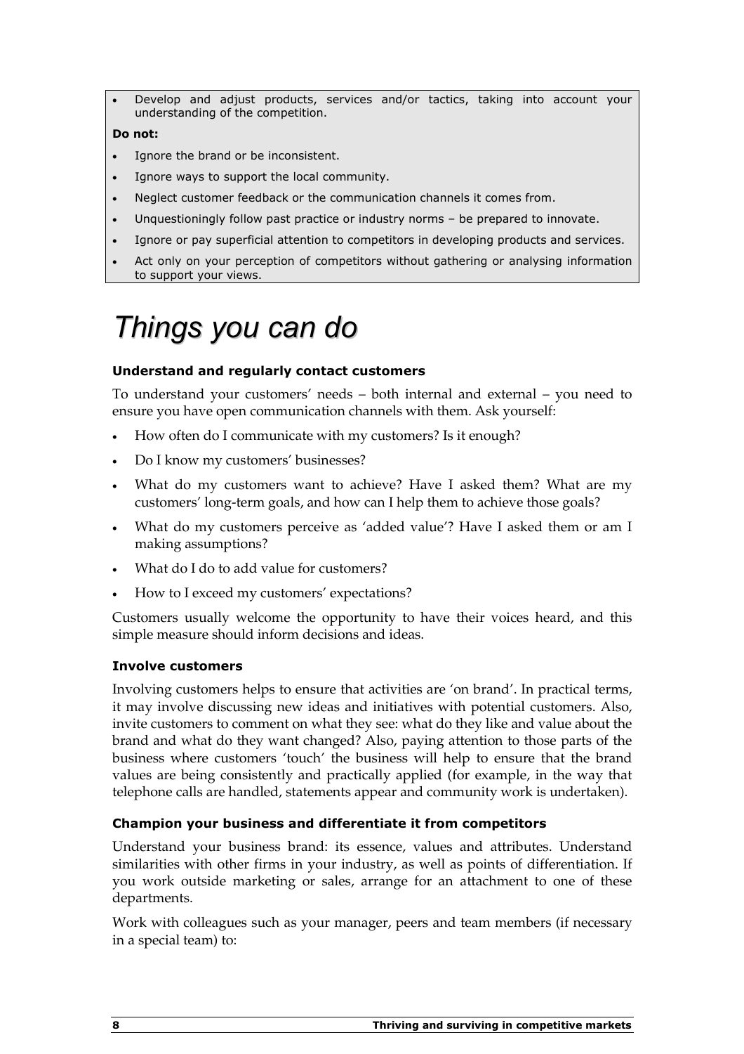- Develop and adjust products, services and/or tactics, taking into account your understanding of the competition.

**Do not:**

- Ignore the brand or be inconsistent.
- Ignore ways to support the local community.
- Neglect customer feedback or the communication channels it comes from.
- Unquestioningly follow past practice or industry norms – be prepared to innovate.
- Ignore or pay superficial attention to competitors in developing products and services.
- Act only on your perception of competitors without gathering or analysing information to support your views.

# *Things you can do*

**Understand and regularly contact customers**

To understand your customers' needs – both internal and external – you need to ensure you have open communication channels with them. Ask yourself:

- How often do I communicate with my customers? Is it enough?
- Do I know my customers' businesses?
- What do my customers want to achieve? Have I asked them? What are my customers' long-term goals, and how can I help them to achieve those goals?
- What do my customers perceive as 'added value'? Have I asked them or am I making assumptions?
- What do I do to add value for customers?
- How to I exceed my customers' expectations?

Customers usually welcome the opportunity to have their voices heard, and this simple measure should inform decisions and ideas.

**Involve customers**

Involving customers helps to ensure that activities are 'on brand'. In practical terms, it may involve discussing new ideas and initiatives with potential customers. Also, invite customers to comment on what they see: what do they like and value about the brand and what do they want changed? Also, paying attention to those parts of the business where customers 'touch' the business will help to ensure that the brand values are being consistently and practically applied (for example, in the way that telephone calls are handled, statements appear and community work is undertaken).

**Champion your business and differentiate it from competitors**

Understand your business brand: its essence, values and attributes. Understand similarities with other firms in your industry, as well as points of differentiation. If you work outside marketing or sales, arrange for an attachment to one of these departments.

Work with colleagues such as your manager, peers and team members (if necessary in a special team) to: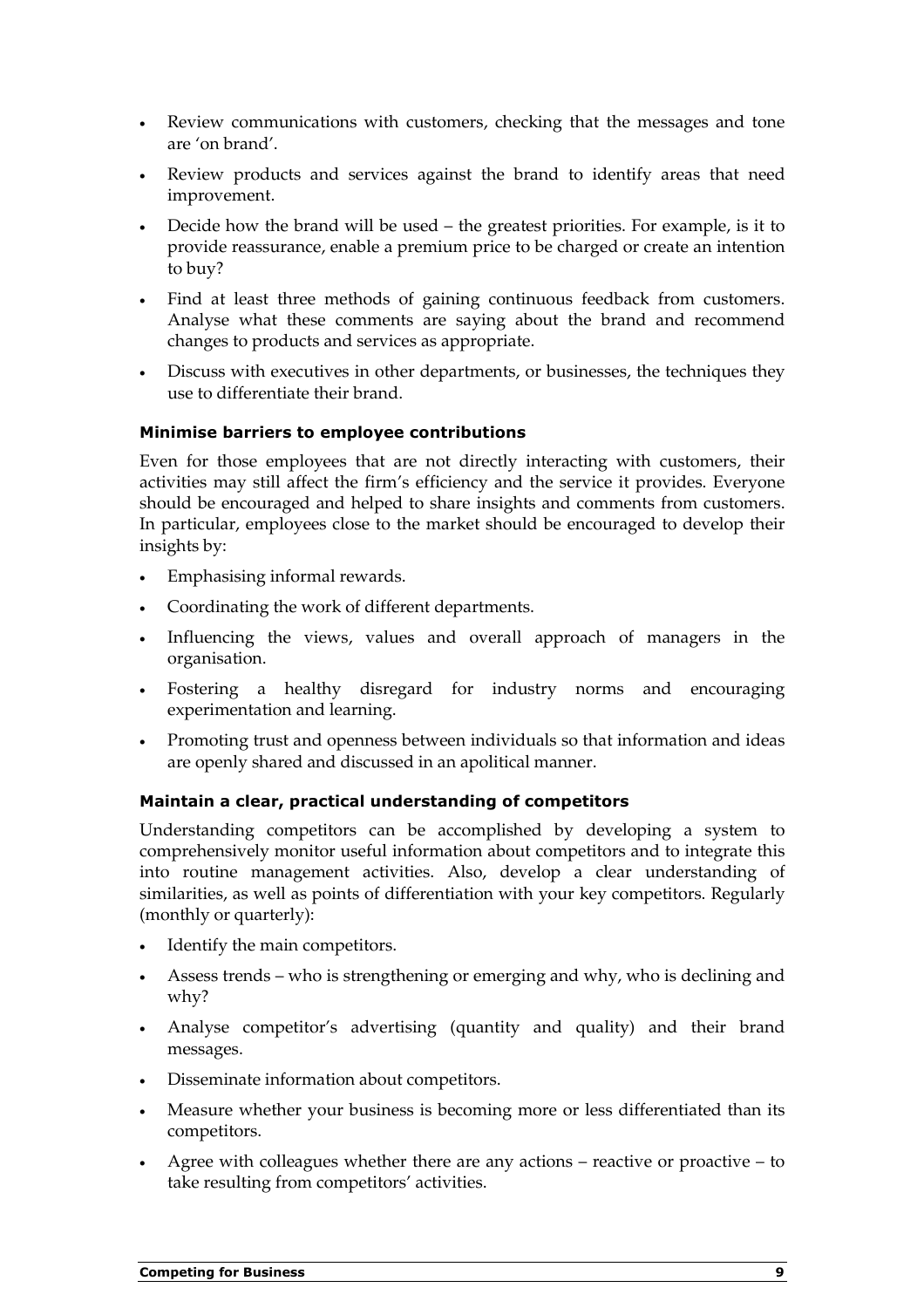- Review communications with customers, checking that the messages and tone are 'on brand'.
- Review products and services against the brand to identify areas that need improvement.
- Decide how the brand will be used – the greatest priorities. For example, is it to provide reassurance, enable a premium price to be charged or create an intention to buy?
- Find at least three methods of gaining continuous feedback from customers. Analyse what these comments are saying about the brand and recommend changes to products and services as appropriate.
- Discuss with executives in other departments, or businesses, the techniques they use to differentiate their brand.

### Minimise barriers to employee contributions

Even for those employees that are not directly interacting with customers, their activities may still affect the firm's efficiency and the service it provides. Everyone should be encouraged and helped to share insights and comments from customers. In particular, employees close to the market should be encouraged to develop their insights by:

- Emphasising informal rewards.
- Coordinating the work of different departments.
- Influencing the views, values and overall approach of managers in the organisation.
- Fostering a healthy disregard for industry norms and encouraging experimentation and learning.
- Promoting trust and openness between individuals so that information and ideas are openly shared and discussed in an apolitical manner.

### Maintain a clear, practical understanding of competitors

Understanding competitors can be accomplished by developing a system to comprehensively monitor useful information about competitors and to integrate this into routine management activities. Also, develop a clear understanding of similarities, as well as points of differentiation with your key competitors. Regularly (monthly or quarterly):

- Identify the main competitors.
- Assess trends – who is strengthening or emerging and why, who is declining and why?
- Analyse competitor's advertising (quantity and quality) and their brand messages.
- Disseminate information about competitors.
- Measure whether your business is becoming more or less differentiated than its competitors.
- Agree with colleagues whether there are any actions – reactive or proactive – to take resulting from competitors' activities.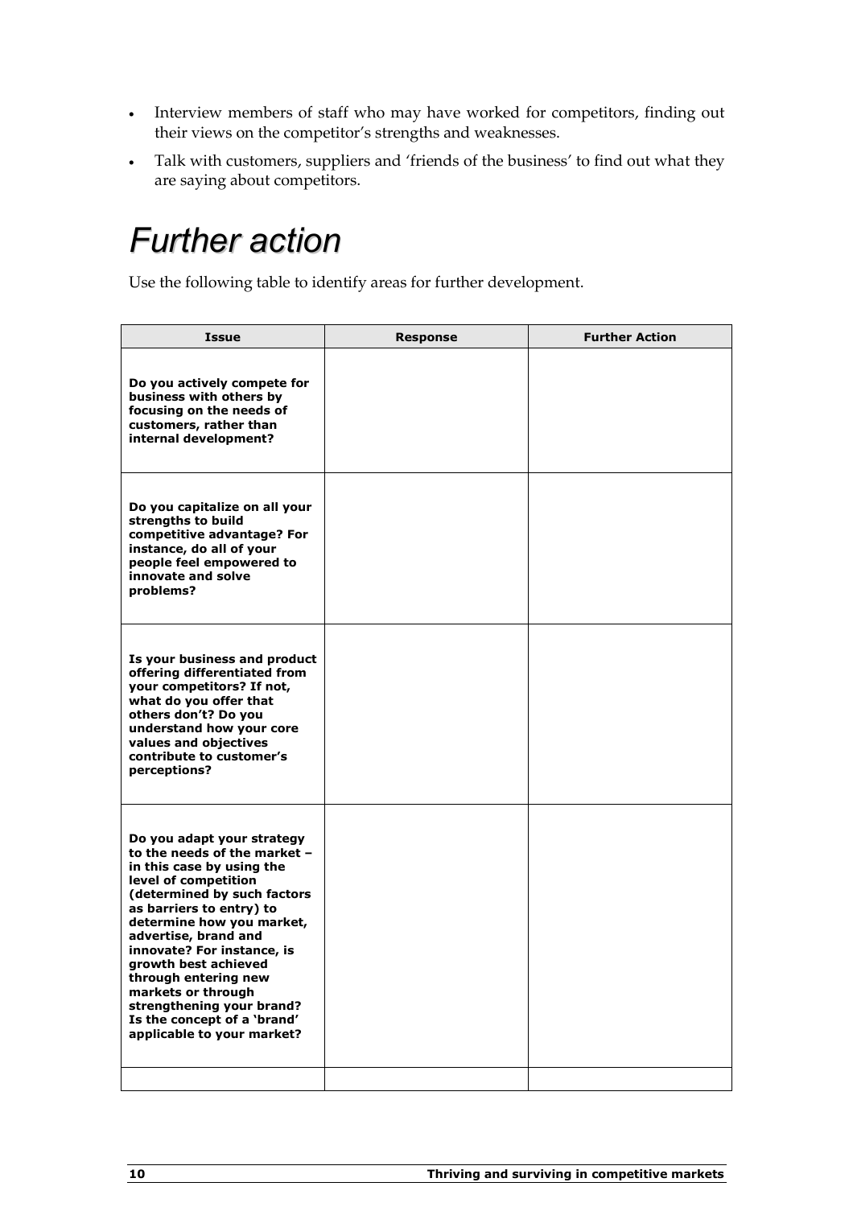- Interview members of staff who may have worked for competitors, finding out their views on the competitor's strengths and weaknesses.
- Talk with customers, suppliers and 'friends of the business' to find out what they are saying about competitors.

# *Further action*

Use the following table to identify areas for further development.

| Issue | Response | Further Action |
|---|---|---|
| **Do you actively compete for business with others by focusing on the needs of customers, rather than internal development?** | | |
| **Do you capitalize on all your strengths to build competitive advantage? For instance, do all of your people feel empowered to innovate and solve problems?** | | |
| **Is your business and product offering differentiated from your competitors? If not, what do you offer that others don't? Do you understand how your core values and objectives contribute to customer's perceptions?** | | |
| **Do you adapt your strategy to the needs of the market – in this case by using the level of competition (determined by such factors as barriers to entry) to determine how you market, advertise, brand and innovate? For instance, is growth best achieved through entering new markets or through strengthening your brand? Is the concept of a 'brand' applicable to your market?** | | |
| | | |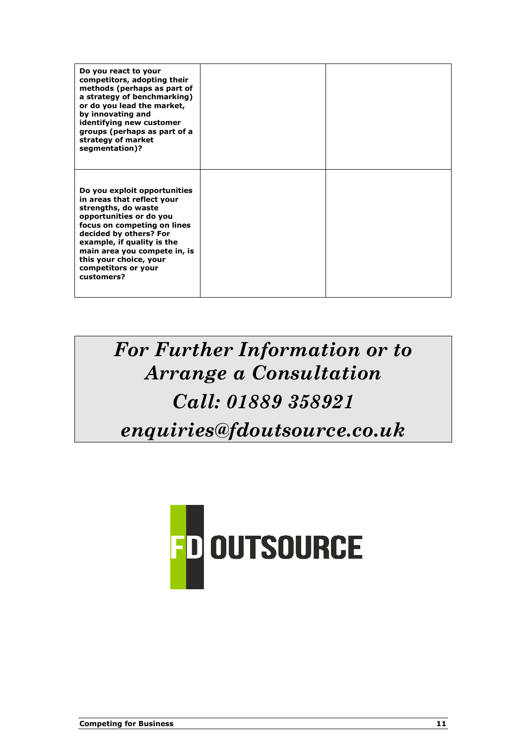| | | |
|---|---|---|
| **Do you react to your competitors, adopting their methods (perhaps as part of a strategy of benchmarking) or do you lead the market, by innovating and identifying new customer groups (perhaps as part of a strategy of market segmentation)?** | | |
| **Do you exploit opportunities in areas that reflect your strengths, do waste opportunities or do you focus on competing on lines decided by others? For example, if quality is the main area you compete in, is this your choice, your competitors or your customers?** | | |

***For Further Information or to Arrange a Consultation***

***Call: 01889 358921***

***enquiries@fdoutsource.co.uk***

FD OUTSOURCE